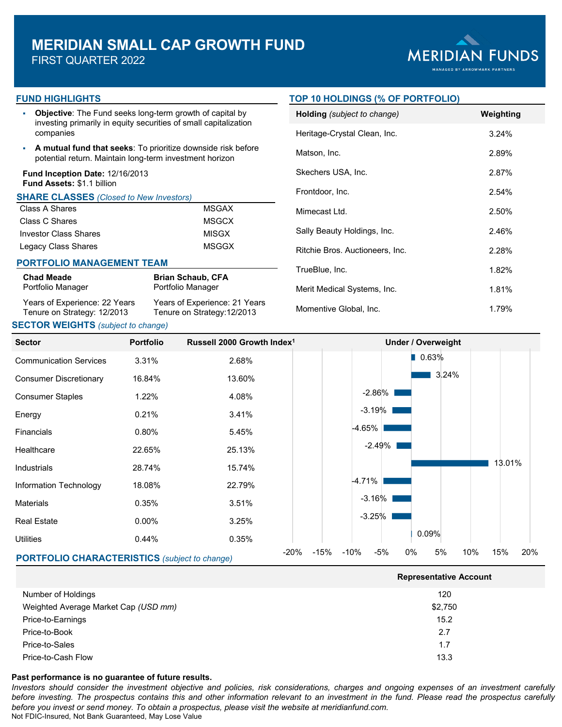# MERIDIAN SMALL CAP GROWTH FUND

FIRST QUARTER 2022

MERIDIAN FUNDS

MANAGED BY ARROWMARK PARTNERS

## FUND HIGHLIGHTS

- **Objective**: The Fund seeks long-term growth of capital by investing primarily in equity securities of small capitalization companies
- **A mutual fund that seeks**: To prioritize downside risk before potential return. Maintain long-term investment horizon

**Fund Inception Date:** 12/16/2013
**Fund Assets:** $1.1 billion

## SHARE CLASSES *(Closed to New Investors)*

| | |
|---|---|
| Class A Shares | MSGAX |
| Class C Shares | MSGCX |
| Investor Class Shares | MISGX |
| Legacy Class Shares | MSGGX |

## PORTFOLIO MANAGEMENT TEAM

**Chad Meade**
Portfolio Manager

Years of Experience: 22 Years
Tenure on Strategy: 12/2013

**Brian Schaub, CFA**
Portfolio Manager

Years of Experience: 21 Years
Tenure on Strategy:12/2013

## TOP 10 HOLDINGS (% OF PORTFOLIO)

| Holding *(subject to change)* | Weighting |
|---|---|
| Heritage-Crystal Clean, Inc. | 3.24% |
| Matson, Inc. | 2.89% |
| Skechers USA, Inc. | 2.87% |
| Frontdoor, Inc. | 2.54% |
| Mimecast Ltd. | 2.50% |
| Sally Beauty Holdings, Inc. | 2.46% |
| Ritchie Bros. Auctioneers, Inc. | 2.28% |
| TrueBlue, Inc. | 1.82% |
| Merit Medical Systems, Inc. | 1.81% |
| Momentive Global, Inc. | 1.79% |

## SECTOR WEIGHTS *(subject to change)*

| Sector | Portfolio | Russell 2000 Growth Index[1] | Under / Overweight |
|---|---|---|---|
| Communication Services | 3.31% | 2.68% | 0.63% |
| Consumer Discretionary | 16.84% | 13.60% | 3.24% |
| Consumer Staples | 1.22% | 4.08% | -2.86% |
| Energy | 0.21% | 3.41% | -3.19% |
| Financials | 0.80% | 5.45% | -4.65% |
| Healthcare | 22.65% | 25.13% | -2.49% |
| Industrials | 28.74% | 15.74% | 13.01% |
| Information Technology | 18.08% | 22.79% | -4.71% |
| Materials | 0.35% | 3.51% | -3.16% |
| Real Estate | 0.00% | 3.25% | -3.25% |
| Utilities | 0.44% | 0.35% | 0.09% |

## PORTFOLIO CHARACTERISTICS *(subject to change)*

| | Representative Account |
|---|---|
| Number of Holdings | 120 |
| Weighted Average Market Cap *(USD mm)* | $2,750 |
| Price-to-Earnings | 15.2 |
| Price-to-Book | 2.7 |
| Price-to-Sales | 1.7 |
| Price-to-Cash Flow | 13.3 |

**Past performance is no guarantee of future results.**

*Investors should consider the investment objective and policies, risk considerations, charges and ongoing expenses of an investment carefully before investing. The prospectus contains this and other information relevant to an investment in the fund. Please read the prospectus carefully before you invest or send money. To obtain a prospectus, please visit the website at meridianfund.com.*

Not FDIC-Insured, Not Bank Guaranteed, May Lose Value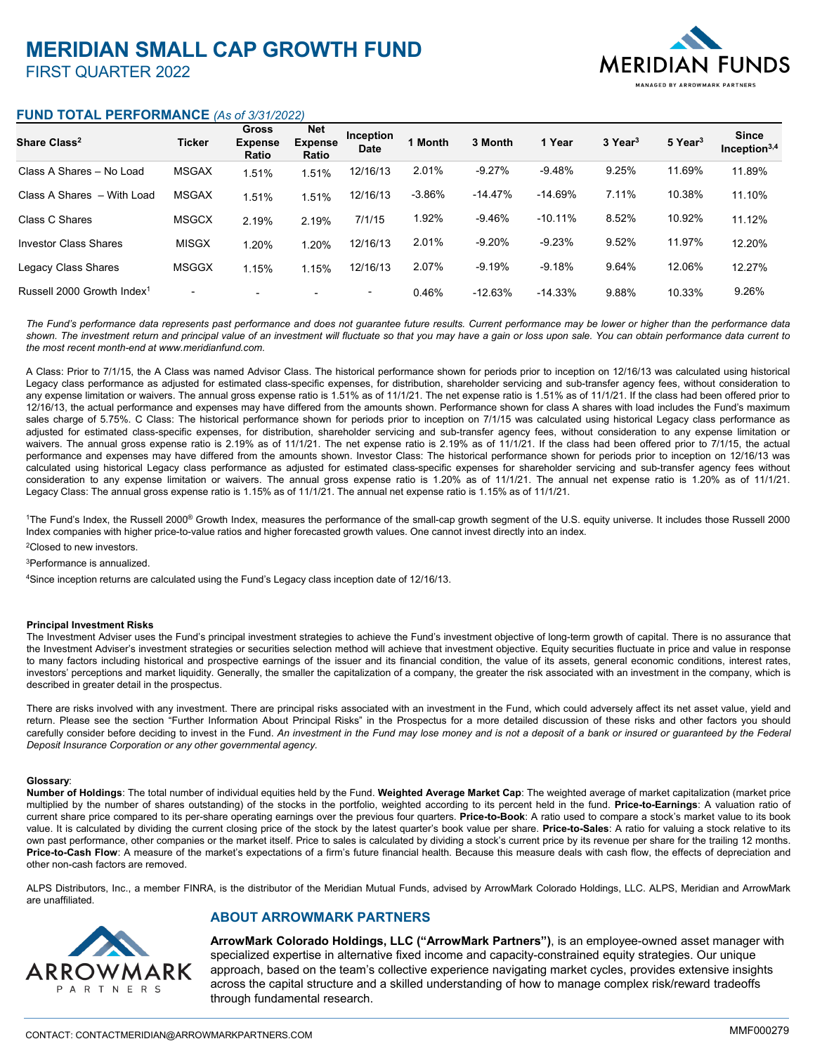# MERIDIAN SMALL CAP GROWTH FUND

FIRST QUARTER 2022

## FUND TOTAL PERFORMANCE *(As of 3/31/2022)*

| Share Class[2] | Ticker | Gross Expense Ratio | Net Expense Ratio | Inception Date | 1 Month | 3 Month | 1 Year | 3 Year[3] | 5 Year[3] | Since Inception[3,4] |
|---|---|---|---|---|---|---|---|---|---|---|
| Class A Shares – No Load | MSGAX | 1.51% | 1.51% | 12/16/13 | 2.01% | -9.27% | -9.48% | 9.25% | 11.69% | 11.89% |
| Class A Shares – With Load | MSGAX | 1.51% | 1.51% | 12/16/13 | -3.86% | -14.47% | -14.69% | 7.11% | 10.38% | 11.10% |
| Class C Shares | MSGCX | 2.19% | 2.19% | 7/1/15 | 1.92% | -9.46% | -10.11% | 8.52% | 10.92% | 11.12% |
| Investor Class Shares | MISGX | 1.20% | 1.20% | 12/16/13 | 2.01% | -9.20% | -9.23% | 9.52% | 11.97% | 12.20% |
| Legacy Class Shares | MSGGX | 1.15% | 1.15% | 12/16/13 | 2.07% | -9.19% | -9.18% | 9.64% | 12.06% | 12.27% |
| Russell 2000 Growth Index[1] | - | - | - | - | 0.46% | -12.63% | -14.33% | 9.88% | 10.33% | 9.26% |

*The Fund's performance data represents past performance and does not guarantee future results. Current performance may be lower or higher than the performance data shown. The investment return and principal value of an investment will fluctuate so that you may have a gain or loss upon sale. You can obtain performance data current to the most recent month-end at www.meridianfund.com.*

A Class: Prior to 7/1/15, the A Class was named Advisor Class. The historical performance shown for periods prior to inception on 12/16/13 was calculated using historical Legacy class performance as adjusted for estimated class-specific expenses, for distribution, shareholder servicing and sub-transfer agency fees, without consideration to any expense limitation or waivers. The annual gross expense ratio is 1.51% as of 11/1/21. The net expense ratio is 1.51% as of 11/1/21. If the class had been offered prior to 12/16/13, the actual performance and expenses may have differed from the amounts shown. Performance shown for class A shares with load includes the Fund's maximum sales charge of 5.75%. C Class: The historical performance shown for periods prior to inception on 7/1/15 was calculated using historical Legacy class performance as adjusted for estimated class-specific expenses, for distribution, shareholder servicing and sub-transfer agency fees, without consideration to any expense limitation or waivers. The annual gross expense ratio is 2.19% as of 11/1/21. The net expense ratio is 2.19% as of 11/1/21. If the class had been offered prior to 7/1/15, the actual performance and expenses may have differed from the amounts shown. Investor Class: The historical performance shown for periods prior to inception on 12/16/13 was calculated using historical Legacy class performance as adjusted for estimated class-specific expenses for shareholder servicing and sub-transfer agency fees without consideration to any expense limitation or waivers. The annual gross expense ratio is 1.20% as of 11/1/21. The annual net expense ratio is 1.20% as of 11/1/21. Legacy Class: The annual gross expense ratio is 1.15% as of 11/1/21. The annual net expense ratio is 1.15% as of 11/1/21.

[1]The Fund's Index, the Russell 2000® Growth Index, measures the performance of the small-cap growth segment of the U.S. equity universe. It includes those Russell 2000 Index companies with higher price-to-value ratios and higher forecasted growth values. One cannot invest directly into an index.

[2]Closed to new investors.

[3]Performance is annualized.

[4]Since inception returns are calculated using the Fund's Legacy class inception date of 12/16/13.

**Principal Investment Risks**

The Investment Adviser uses the Fund's principal investment strategies to achieve the Fund's investment objective of long-term growth of capital. There is no assurance that the Investment Adviser's investment strategies or securities selection method will achieve that investment objective. Equity securities fluctuate in price and value in response to many factors including historical and prospective earnings of the issuer and its financial condition, the value of its assets, general economic conditions, interest rates, investors' perceptions and market liquidity. Generally, the smaller the capitalization of a company, the greater the risk associated with an investment in the company, which is described in greater detail in the prospectus.

There are risks involved with any investment. There are principal risks associated with an investment in the Fund, which could adversely affect its net asset value, yield and return. Please see the section "Further Information About Principal Risks" in the Prospectus for a more detailed discussion of these risks and other factors you should carefully consider before deciding to invest in the Fund. *An investment in the Fund may lose money and is not a deposit of a bank or insured or guaranteed by the Federal Deposit Insurance Corporation or any other governmental agency.*

**Glossary**:

**Number of Holdings**: The total number of individual equities held by the Fund. **Weighted Average Market Cap**: The weighted average of market capitalization (market price multiplied by the number of shares outstanding) of the stocks in the portfolio, weighted according to its percent held in the fund. **Price-to-Earnings**: A valuation ratio of current share price compared to its per-share operating earnings over the previous four quarters. **Price-to-Book**: A ratio used to compare a stock's market value to its book value. It is calculated by dividing the current closing price of the stock by the latest quarter's book value per share. **Price-to-Sales**: A ratio for valuing a stock relative to its own past performance, other companies or the market itself. Price to sales is calculated by dividing a stock's current price by its revenue per share for the trailing 12 months. **Price-to-Cash Flow**: A measure of the market's expectations of a firm's future financial health. Because this measure deals with cash flow, the effects of depreciation and other non-cash factors are removed.

ALPS Distributors, Inc., a member FINRA, is the distributor of the Meridian Mutual Funds, advised by ArrowMark Colorado Holdings, LLC. ALPS, Meridian and ArrowMark are unaffiliated.

## ABOUT ARROWMARK PARTNERS

**ArrowMark Colorado Holdings, LLC ("ArrowMark Partners")**, is an employee-owned asset manager with specialized expertise in alternative fixed income and capacity-constrained equity strategies. Our unique approach, based on the team's collective experience navigating market cycles, provides extensive insights across the capital structure and a skilled understanding of how to manage complex risk/reward tradeoffs through fundamental research.

CONTACT: CONTACTMERIDIAN@ARROWMARKPARTNERS.COM

MMF000279